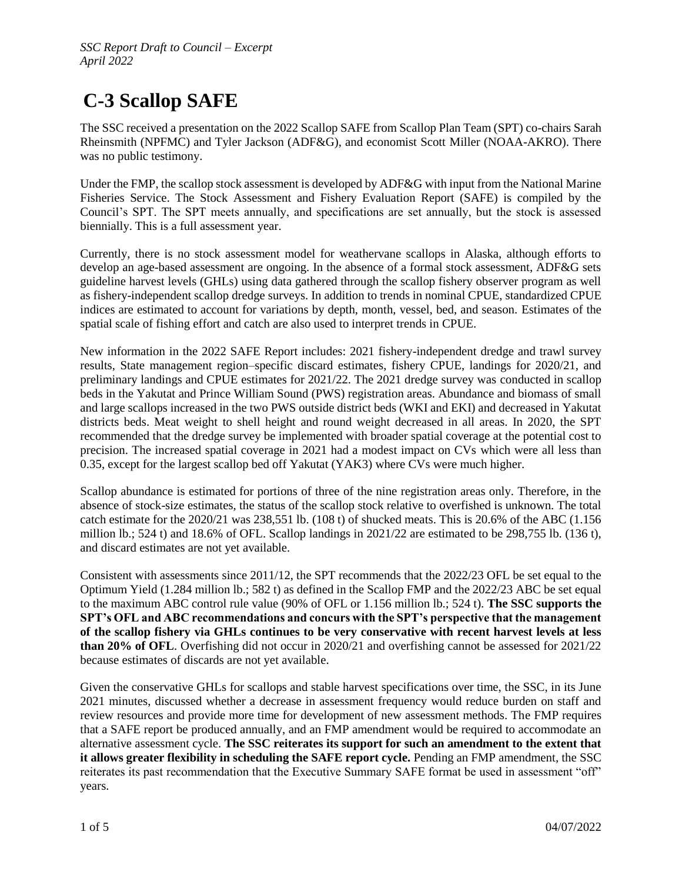*SSC Report Draft to Council – Excerpt*
*April 2022*

# C-3 Scallop SAFE

The SSC received a presentation on the 2022 Scallop SAFE from Scallop Plan Team (SPT) co-chairs Sarah Rheinsmith (NPFMC) and Tyler Jackson (ADF&G), and economist Scott Miller (NOAA-AKRO). There was no public testimony.

Under the FMP, the scallop stock assessment is developed by ADF&G with input from the National Marine Fisheries Service. The Stock Assessment and Fishery Evaluation Report (SAFE) is compiled by the Council's SPT. The SPT meets annually, and specifications are set annually, but the stock is assessed biennially. This is a full assessment year.

Currently, there is no stock assessment model for weathervane scallops in Alaska, although efforts to develop an age-based assessment are ongoing. In the absence of a formal stock assessment, ADF&G sets guideline harvest levels (GHLs) using data gathered through the scallop fishery observer program as well as fishery-independent scallop dredge surveys. In addition to trends in nominal CPUE, standardized CPUE indices are estimated to account for variations by depth, month, vessel, bed, and season. Estimates of the spatial scale of fishing effort and catch are also used to interpret trends in CPUE.

New information in the 2022 SAFE Report includes: 2021 fishery-independent dredge and trawl survey results, State management region–specific discard estimates, fishery CPUE, landings for 2020/21, and preliminary landings and CPUE estimates for 2021/22. The 2021 dredge survey was conducted in scallop beds in the Yakutat and Prince William Sound (PWS) registration areas. Abundance and biomass of small and large scallops increased in the two PWS outside district beds (WKI and EKI) and decreased in Yakutat districts beds. Meat weight to shell height and round weight decreased in all areas. In 2020, the SPT recommended that the dredge survey be implemented with broader spatial coverage at the potential cost to precision. The increased spatial coverage in 2021 had a modest impact on CVs which were all less than 0.35, except for the largest scallop bed off Yakutat (YAK3) where CVs were much higher.

Scallop abundance is estimated for portions of three of the nine registration areas only. Therefore, in the absence of stock-size estimates, the status of the scallop stock relative to overfished is unknown. The total catch estimate for the 2020/21 was 238,551 lb. (108 t) of shucked meats. This is 20.6% of the ABC (1.156 million lb.; 524 t) and 18.6% of OFL. Scallop landings in 2021/22 are estimated to be 298,755 lb. (136 t), and discard estimates are not yet available.

Consistent with assessments since 2011/12, the SPT recommends that the 2022/23 OFL be set equal to the Optimum Yield (1.284 million lb.; 582 t) as defined in the Scallop FMP and the 2022/23 ABC be set equal to the maximum ABC control rule value (90% of OFL or 1.156 million lb.; 524 t). **The SSC supports the SPT's OFL and ABC recommendations and concurs with the SPT's perspective that the management of the scallop fishery via GHLs continues to be very conservative with recent harvest levels at less than 20% of OFL**. Overfishing did not occur in 2020/21 and overfishing cannot be assessed for 2021/22 because estimates of discards are not yet available.

Given the conservative GHLs for scallops and stable harvest specifications over time, the SSC, in its June 2021 minutes, discussed whether a decrease in assessment frequency would reduce burden on staff and review resources and provide more time for development of new assessment methods. The FMP requires that a SAFE report be produced annually, and an FMP amendment would be required to accommodate an alternative assessment cycle. **The SSC reiterates its support for such an amendment to the extent that it allows greater flexibility in scheduling the SAFE report cycle.** Pending an FMP amendment, the SSC reiterates its past recommendation that the Executive Summary SAFE format be used in assessment "off" years.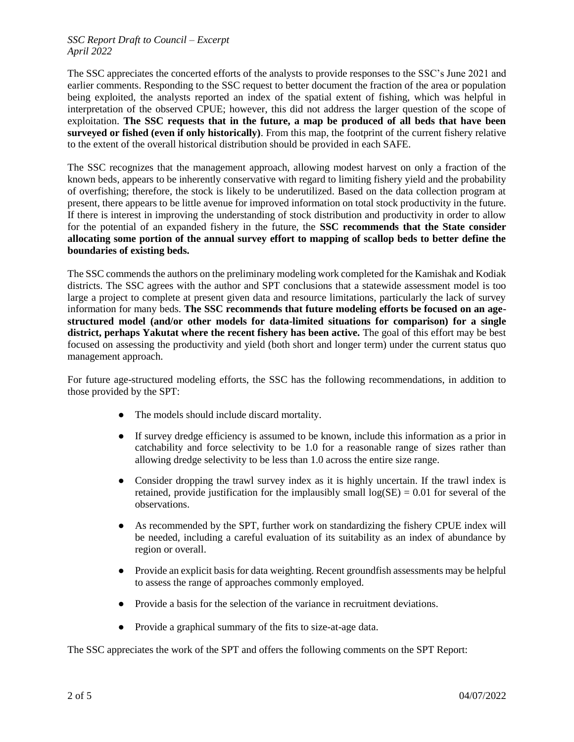The SSC appreciates the concerted efforts of the analysts to provide responses to the SSC's June 2021 and earlier comments. Responding to the SSC request to better document the fraction of the area or population being exploited, the analysts reported an index of the spatial extent of fishing, which was helpful in interpretation of the observed CPUE; however, this did not address the larger question of the scope of exploitation. **The SSC requests that in the future, a map be produced of all beds that have been surveyed or fished (even if only historically)**. From this map, the footprint of the current fishery relative to the extent of the overall historical distribution should be provided in each SAFE.

The SSC recognizes that the management approach, allowing modest harvest on only a fraction of the known beds, appears to be inherently conservative with regard to limiting fishery yield and the probability of overfishing; therefore, the stock is likely to be underutilized. Based on the data collection program at present, there appears to be little avenue for improved information on total stock productivity in the future. If there is interest in improving the understanding of stock distribution and productivity in order to allow for the potential of an expanded fishery in the future, the **SSC recommends that the State consider allocating some portion of the annual survey effort to mapping of scallop beds to better define the boundaries of existing beds.**

The SSC commends the authors on the preliminary modeling work completed for the Kamishak and Kodiak districts. The SSC agrees with the author and SPT conclusions that a statewide assessment model is too large a project to complete at present given data and resource limitations, particularly the lack of survey information for many beds. **The SSC recommends that future modeling efforts be focused on an age-structured model (and/or other models for data-limited situations for comparison) for a single district, perhaps Yakutat where the recent fishery has been active.** The goal of this effort may be best focused on assessing the productivity and yield (both short and longer term) under the current status quo management approach.

For future age-structured modeling efforts, the SSC has the following recommendations, in addition to those provided by the SPT:

- The models should include discard mortality.
- If survey dredge efficiency is assumed to be known, include this information as a prior in catchability and force selectivity to be 1.0 for a reasonable range of sizes rather than allowing dredge selectivity to be less than 1.0 across the entire size range.
- Consider dropping the trawl survey index as it is highly uncertain. If the trawl index is retained, provide justification for the implausibly small $\log(SE) = 0.01$ for several of the observations.
- As recommended by the SPT, further work on standardizing the fishery CPUE index will be needed, including a careful evaluation of its suitability as an index of abundance by region or overall.
- Provide an explicit basis for data weighting. Recent groundfish assessments may be helpful to assess the range of approaches commonly employed.
- Provide a basis for the selection of the variance in recruitment deviations.
- Provide a graphical summary of the fits to size-at-age data.

The SSC appreciates the work of the SPT and offers the following comments on the SPT Report: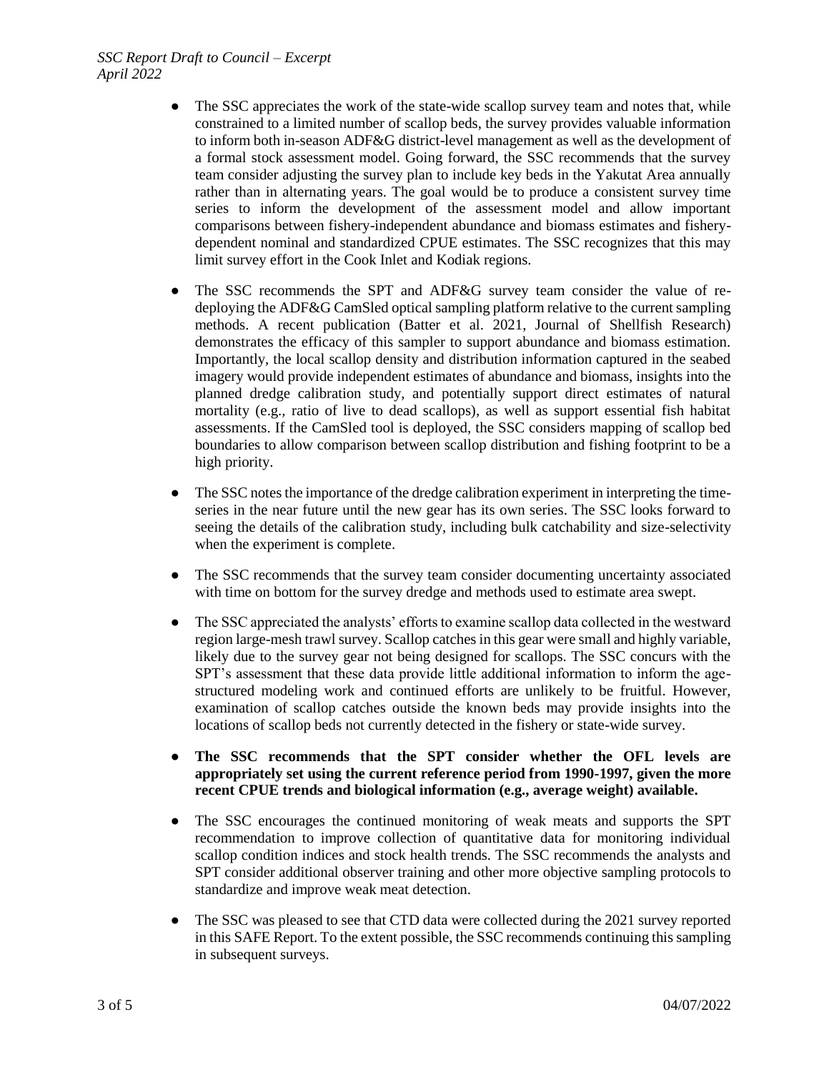- The SSC appreciates the work of the state-wide scallop survey team and notes that, while constrained to a limited number of scallop beds, the survey provides valuable information to inform both in-season ADF&G district-level management as well as the development of a formal stock assessment model. Going forward, the SSC recommends that the survey team consider adjusting the survey plan to include key beds in the Yakutat Area annually rather than in alternating years. The goal would be to produce a consistent survey time series to inform the development of the assessment model and allow important comparisons between fishery-independent abundance and biomass estimates and fishery-dependent nominal and standardized CPUE estimates. The SSC recognizes that this may limit survey effort in the Cook Inlet and Kodiak regions.

- The SSC recommends the SPT and ADF&G survey team consider the value of re-deploying the ADF&G CamSled optical sampling platform relative to the current sampling methods. A recent publication (Batter et al. 2021, Journal of Shellfish Research) demonstrates the efficacy of this sampler to support abundance and biomass estimation. Importantly, the local scallop density and distribution information captured in the seabed imagery would provide independent estimates of abundance and biomass, insights into the planned dredge calibration study, and potentially support direct estimates of natural mortality (e.g., ratio of live to dead scallops), as well as support essential fish habitat assessments. If the CamSled tool is deployed, the SSC considers mapping of scallop bed boundaries to allow comparison between scallop distribution and fishing footprint to be a high priority.

- The SSC notes the importance of the dredge calibration experiment in interpreting the time-series in the near future until the new gear has its own series. The SSC looks forward to seeing the details of the calibration study, including bulk catchability and size-selectivity when the experiment is complete.

- The SSC recommends that the survey team consider documenting uncertainty associated with time on bottom for the survey dredge and methods used to estimate area swept.

- The SSC appreciated the analysts' efforts to examine scallop data collected in the westward region large-mesh trawl survey. Scallop catches in this gear were small and highly variable, likely due to the survey gear not being designed for scallops. The SSC concurs with the SPT's assessment that these data provide little additional information to inform the age-structured modeling work and continued efforts are unlikely to be fruitful. However, examination of scallop catches outside the known beds may provide insights into the locations of scallop beds not currently detected in the fishery or state-wide survey.

- **The SSC recommends that the SPT consider whether the OFL levels are appropriately set using the current reference period from 1990-1997, given the more recent CPUE trends and biological information (e.g., average weight) available.**

- The SSC encourages the continued monitoring of weak meats and supports the SPT recommendation to improve collection of quantitative data for monitoring individual scallop condition indices and stock health trends. The SSC recommends the analysts and SPT consider additional observer training and other more objective sampling protocols to standardize and improve weak meat detection.

- The SSC was pleased to see that CTD data were collected during the 2021 survey reported in this SAFE Report. To the extent possible, the SSC recommends continuing this sampling in subsequent surveys.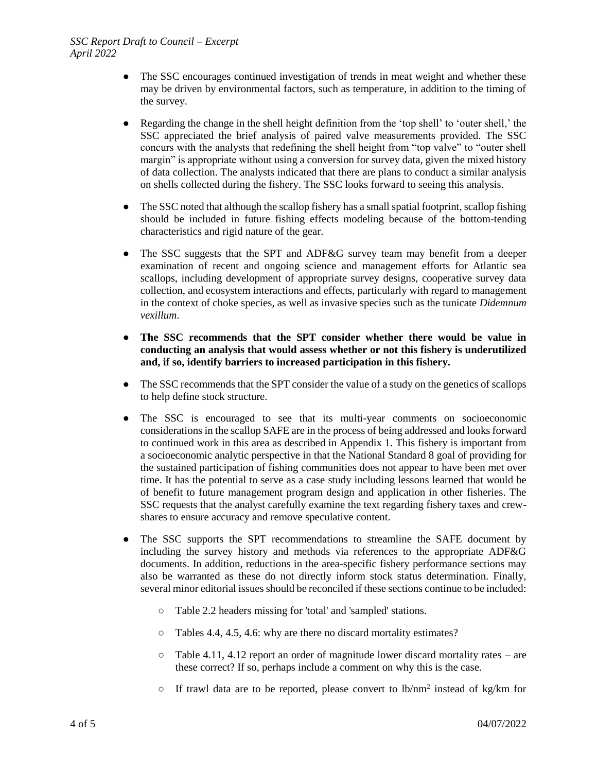- The SSC encourages continued investigation of trends in meat weight and whether these may be driven by environmental factors, such as temperature, in addition to the timing of the survey.

- Regarding the change in the shell height definition from the 'top shell' to 'outer shell,' the SSC appreciated the brief analysis of paired valve measurements provided. The SSC concurs with the analysts that redefining the shell height from "top valve" to "outer shell margin" is appropriate without using a conversion for survey data, given the mixed history of data collection. The analysts indicated that there are plans to conduct a similar analysis on shells collected during the fishery. The SSC looks forward to seeing this analysis.

- The SSC noted that although the scallop fishery has a small spatial footprint, scallop fishing should be included in future fishing effects modeling because of the bottom-tending characteristics and rigid nature of the gear.

- The SSC suggests that the SPT and ADF&G survey team may benefit from a deeper examination of recent and ongoing science and management efforts for Atlantic sea scallops, including development of appropriate survey designs, cooperative survey data collection, and ecosystem interactions and effects, particularly with regard to management in the context of choke species, as well as invasive species such as the tunicate *Didemnum vexillum*.

- **The SSC recommends that the SPT consider whether there would be value in conducting an analysis that would assess whether or not this fishery is underutilized and, if so, identify barriers to increased participation in this fishery.**

- The SSC recommends that the SPT consider the value of a study on the genetics of scallops to help define stock structure.

- The SSC is encouraged to see that its multi-year comments on socioeconomic considerations in the scallop SAFE are in the process of being addressed and looks forward to continued work in this area as described in Appendix 1. This fishery is important from a socioeconomic analytic perspective in that the National Standard 8 goal of providing for the sustained participation of fishing communities does not appear to have been met over time. It has the potential to serve as a case study including lessons learned that would be of benefit to future management program design and application in other fisheries. The SSC requests that the analyst carefully examine the text regarding fishery taxes and crew-shares to ensure accuracy and remove speculative content.

- The SSC supports the SPT recommendations to streamline the SAFE document by including the survey history and methods via references to the appropriate ADF&G documents. In addition, reductions in the area-specific fishery performance sections may also be warranted as these do not directly inform stock status determination. Finally, several minor editorial issues should be reconciled if these sections continue to be included:

    - Table 2.2 headers missing for 'total' and 'sampled' stations.

    - Tables 4.4, 4.5, 4.6: why are there no discard mortality estimates?

    - Table 4.11, 4.12 report an order of magnitude lower discard mortality rates – are these correct? If so, perhaps include a comment on why this is the case.

    - If trawl data are to be reported, please convert to lb/nm$^2$ instead of kg/km for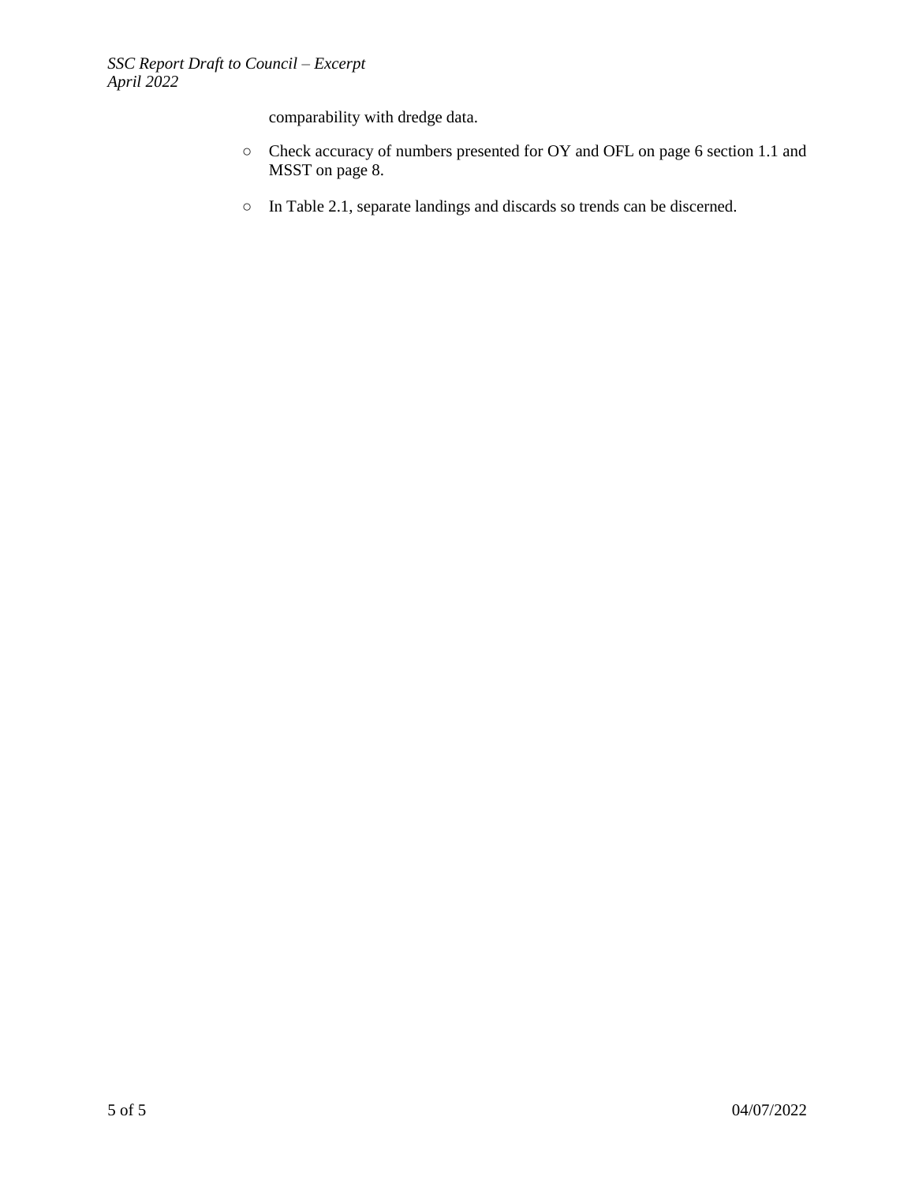comparability with dredge data.

- Check accuracy of numbers presented for OY and OFL on page 6 section 1.1 and MSST on page 8.
- In Table 2.1, separate landings and discards so trends can be discerned.